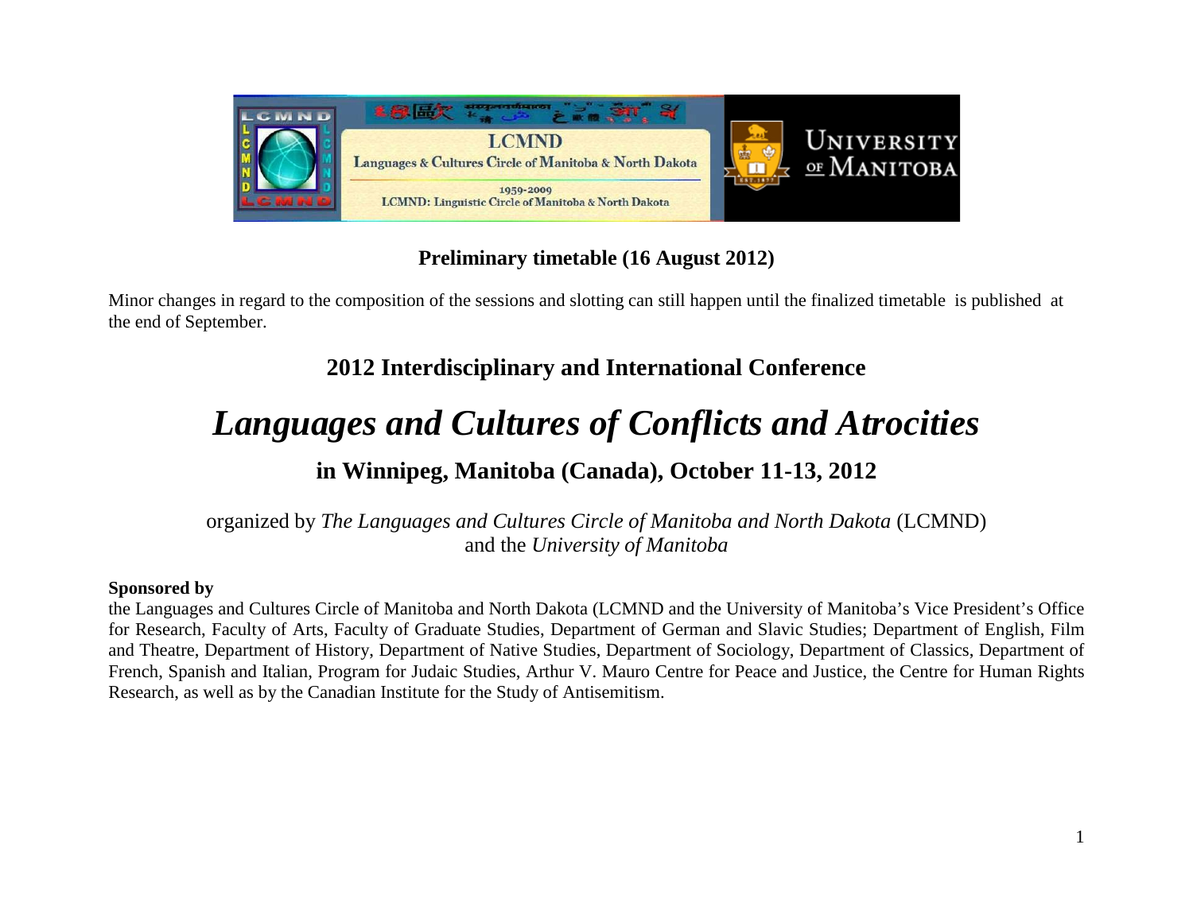**Preliminary timetable (16 August 2012)**

Minor changes in regard to the composition of the sessions and slotting can still happen until the finalized timetable is published at the end of September.

## 2012 Interdisciplinary and International Conference

# *Languages and Cultures of Conflicts and Atrocities*

## in Winnipeg, Manitoba (Canada), October 11-13, 2012

organized by *The Languages and Cultures Circle of Manitoba and North Dakota* (LCMND) and the *University of Manitoba*

**Sponsored by**

the Languages and Cultures Circle of Manitoba and North Dakota (LCMND and the University of Manitoba's Vice President's Office for Research, Faculty of Arts, Faculty of Graduate Studies, Department of German and Slavic Studies; Department of English, Film and Theatre, Department of History, Department of Native Studies, Department of Sociology, Department of Classics, Department of French, Spanish and Italian, Program for Judaic Studies, Arthur V. Mauro Centre for Peace and Justice, the Centre for Human Rights Research, as well as by the Canadian Institute for the Study of Antisemitism.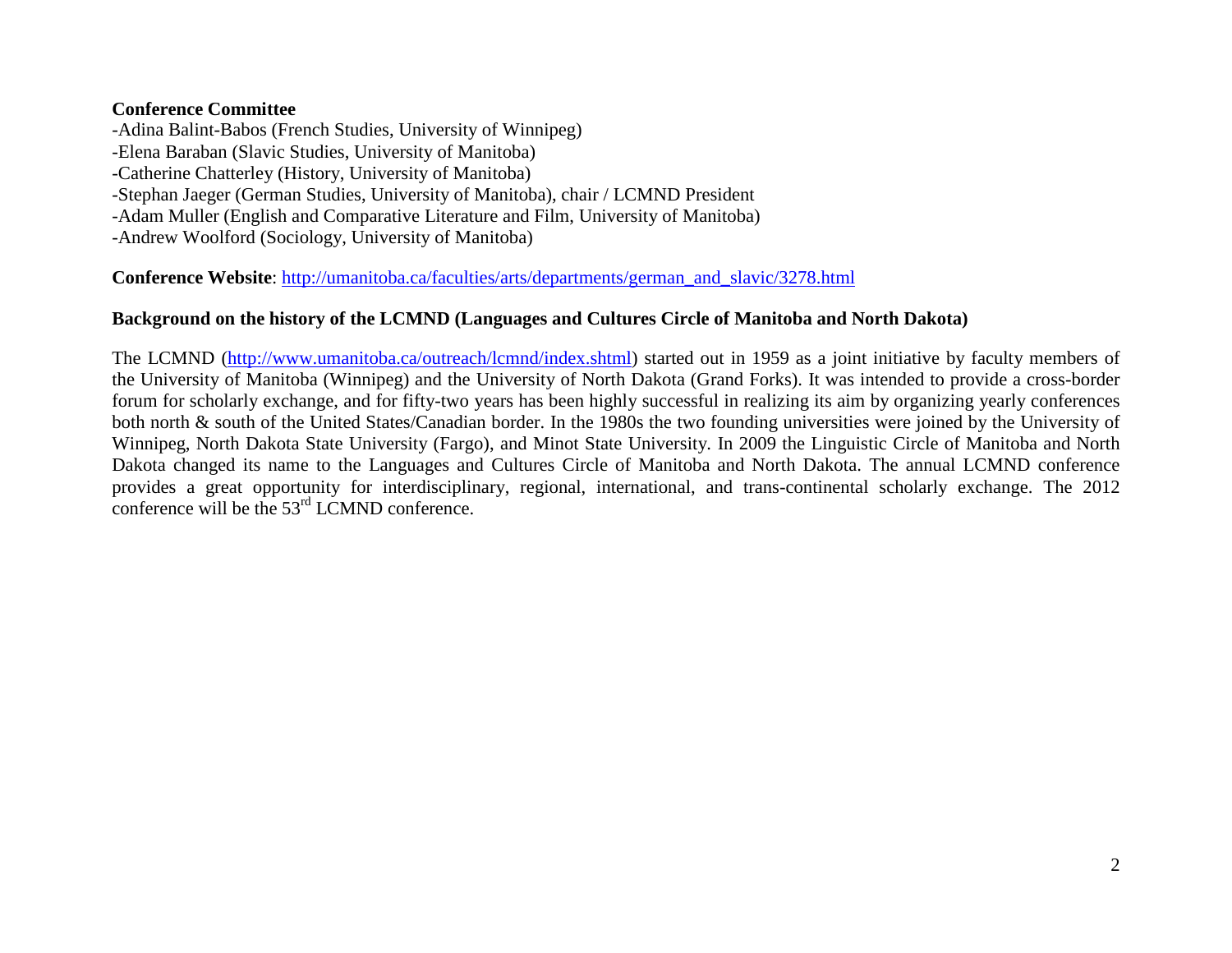**Conference Committee**

-Adina Balint-Babos (French Studies, University of Winnipeg)
-Elena Baraban (Slavic Studies, University of Manitoba)
-Catherine Chatterley (History, University of Manitoba)
-Stephan Jaeger (German Studies, University of Manitoba), chair / LCMND President
-Adam Muller (English and Comparative Literature and Film, University of Manitoba)
-Andrew Woolford (Sociology, University of Manitoba)

**Conference Website**: http://umanitoba.ca/faculties/arts/departments/german_and_slavic/3278.html

**Background on the history of the LCMND (Languages and Cultures Circle of Manitoba and North Dakota)**

The LCMND (http://www.umanitoba.ca/outreach/lcmnd/index.shtml) started out in 1959 as a joint initiative by faculty members of the University of Manitoba (Winnipeg) and the University of North Dakota (Grand Forks). It was intended to provide a cross-border forum for scholarly exchange, and for fifty-two years has been highly successful in realizing its aim by organizing yearly conferences both north & south of the United States/Canadian border. In the 1980s the two founding universities were joined by the University of Winnipeg, North Dakota State University (Fargo), and Minot State University. In 2009 the Linguistic Circle of Manitoba and North Dakota changed its name to the Languages and Cultures Circle of Manitoba and North Dakota. The annual LCMND conference provides a great opportunity for interdisciplinary, regional, international, and trans-continental scholarly exchange. The 2012 conference will be the 53rd LCMND conference.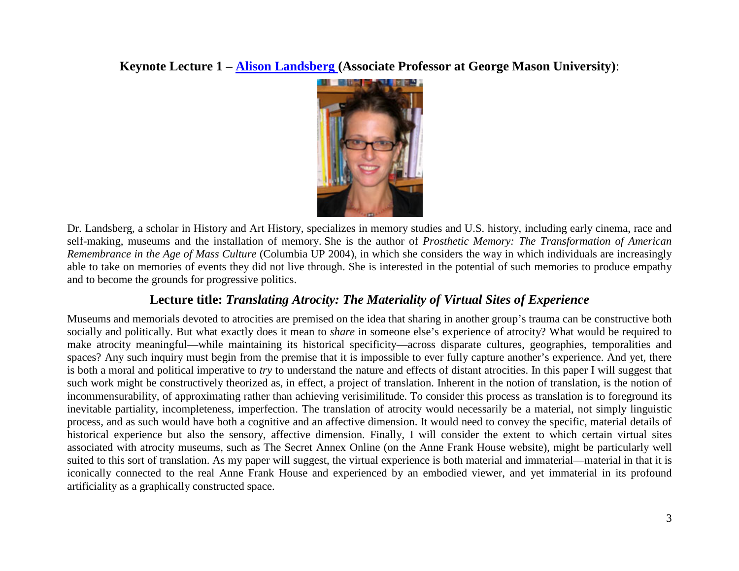**Keynote Lecture 1 – [Alison Landsberg](#) (Associate Professor at George Mason University)**:

Dr. Landsberg, a scholar in History and Art History, specializes in memory studies and U.S. history, including early cinema, race and self-making, museums and the installation of memory. She is the author of *Prosthetic Memory: The Transformation of American Remembrance in the Age of Mass Culture* (Columbia UP 2004), in which she considers the way in which individuals are increasingly able to take on memories of events they did not live through. She is interested in the potential of such memories to produce empathy and to become the grounds for progressive politics.

## Lecture title: *Translating Atrocity: The Materiality of Virtual Sites of Experience*

Museums and memorials devoted to atrocities are premised on the idea that sharing in another group's trauma can be constructive both socially and politically. But what exactly does it mean to *share* in someone else's experience of atrocity? What would be required to make atrocity meaningful—while maintaining its historical specificity—across disparate cultures, geographies, temporalities and spaces? Any such inquiry must begin from the premise that it is impossible to ever fully capture another's experience. And yet, there is both a moral and political imperative to *try* to understand the nature and effects of distant atrocities. In this paper I will suggest that such work might be constructively theorized as, in effect, a project of translation. Inherent in the notion of translation, is the notion of incommensurability, of approximating rather than achieving verisimilitude. To consider this process as translation is to foreground its inevitable partiality, incompleteness, imperfection. The translation of atrocity would necessarily be a material, not simply linguistic process, and as such would have both a cognitive and an affective dimension. It would need to convey the specific, material details of historical experience but also the sensory, affective dimension. Finally, I will consider the extent to which certain virtual sites associated with atrocity museums, such as The Secret Annex Online (on the Anne Frank House website), might be particularly well suited to this sort of translation. As my paper will suggest, the virtual experience is both material and immaterial—material in that it is iconically connected to the real Anne Frank House and experienced by an embodied viewer, and yet immaterial in its profound artificiality as a graphically constructed space.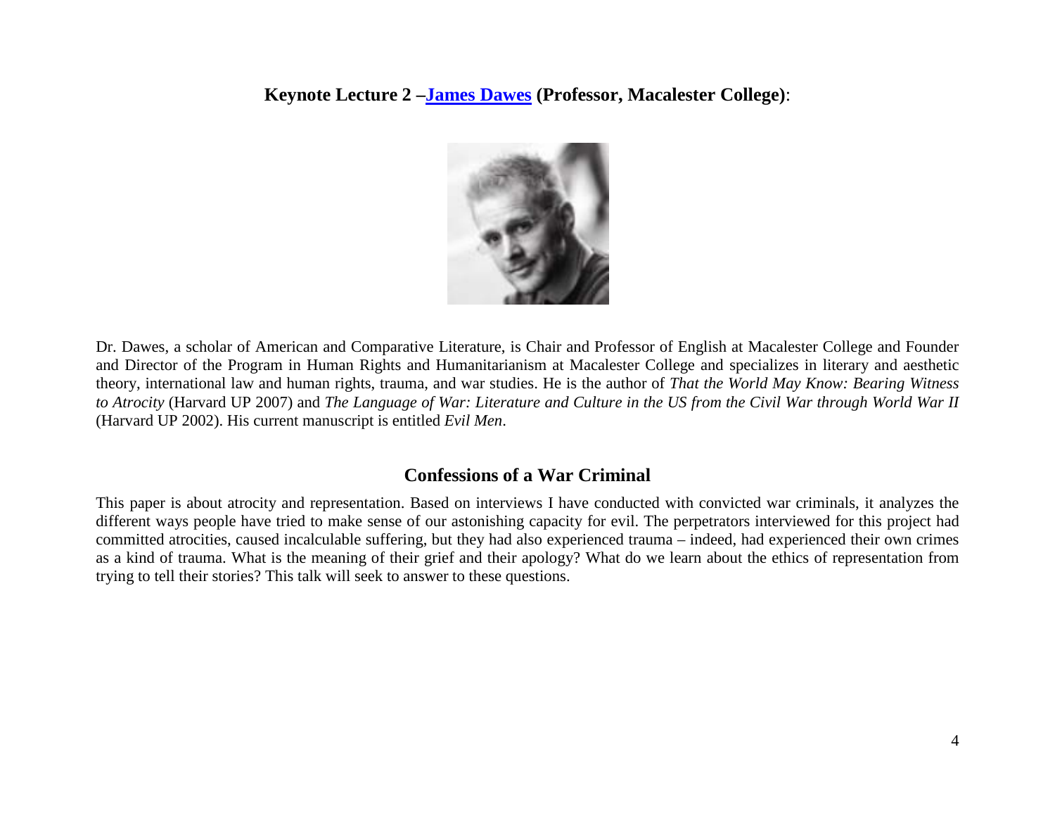**Keynote Lecture 2 –James Dawes (Professor, Macalester College)**:

Dr. Dawes, a scholar of American and Comparative Literature, is Chair and Professor of English at Macalester College and Founder and Director of the Program in Human Rights and Humanitarianism at Macalester College and specializes in literary and aesthetic theory, international law and human rights, trauma, and war studies. He is the author of *That the World May Know: Bearing Witness to Atrocity* (Harvard UP 2007) and *The Language of War: Literature and Culture in the US from the Civil War through World War II* (Harvard UP 2002). His current manuscript is entitled *Evil Men*.

## Confessions of a War Criminal

This paper is about atrocity and representation. Based on interviews I have conducted with convicted war criminals, it analyzes the different ways people have tried to make sense of our astonishing capacity for evil. The perpetrators interviewed for this project had committed atrocities, caused incalculable suffering, but they had also experienced trauma – indeed, had experienced their own crimes as a kind of trauma. What is the meaning of their grief and their apology? What do we learn about the ethics of representation from trying to tell their stories? This talk will seek to answer to these questions.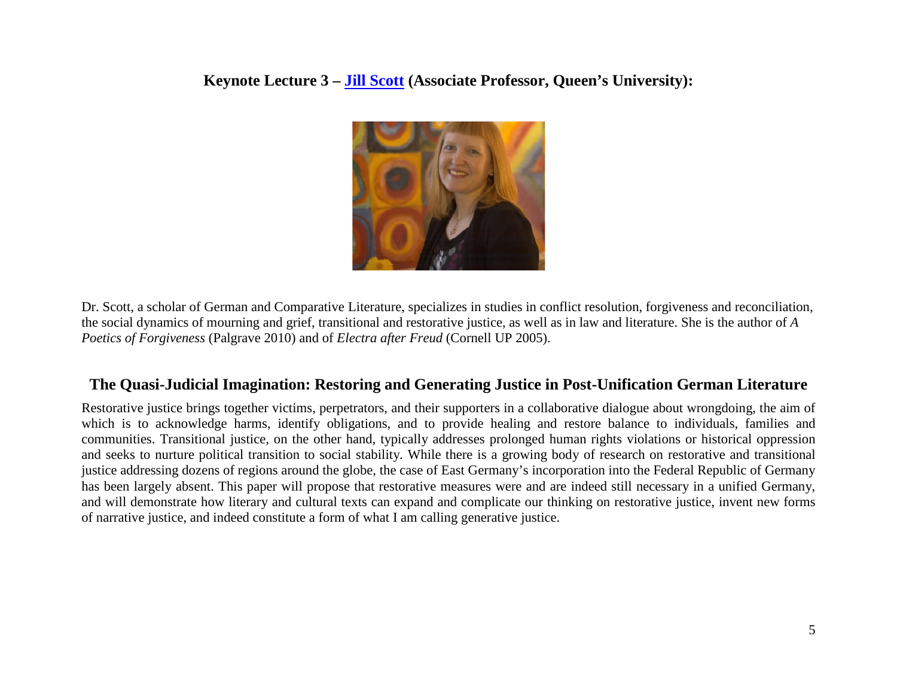**Keynote Lecture 3 – Jill Scott (Associate Professor, Queen's University):**

Dr. Scott, a scholar of German and Comparative Literature, specializes in studies in conflict resolution, forgiveness and reconciliation, the social dynamics of mourning and grief, transitional and restorative justice, as well as in law and literature. She is the author of *A Poetics of Forgiveness* (Palgrave 2010) and of *Electra after Freud* (Cornell UP 2005).

## The Quasi-Judicial Imagination: Restoring and Generating Justice in Post-Unification German Literature

Restorative justice brings together victims, perpetrators, and their supporters in a collaborative dialogue about wrongdoing, the aim of which is to acknowledge harms, identify obligations, and to provide healing and restore balance to individuals, families and communities. Transitional justice, on the other hand, typically addresses prolonged human rights violations or historical oppression and seeks to nurture political transition to social stability. While there is a growing body of research on restorative and transitional justice addressing dozens of regions around the globe, the case of East Germany's incorporation into the Federal Republic of Germany has been largely absent. This paper will propose that restorative measures were and are indeed still necessary in a unified Germany, and will demonstrate how literary and cultural texts can expand and complicate our thinking on restorative justice, invent new forms of narrative justice, and indeed constitute a form of what I am calling generative justice.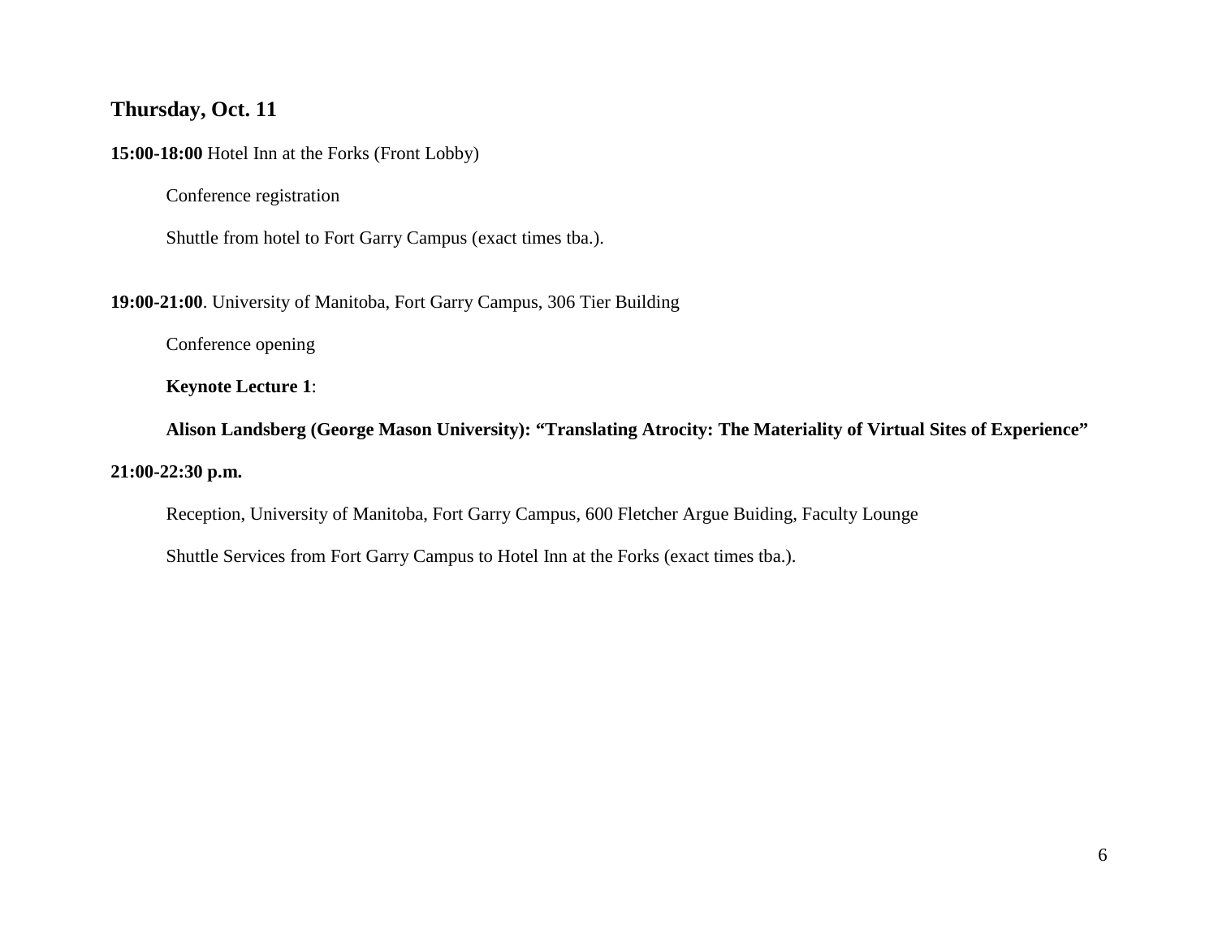## Thursday, Oct. 11

**15:00-18:00** Hotel Inn at the Forks (Front Lobby)

Conference registration

Shuttle from hotel to Fort Garry Campus (exact times tba.).

**19:00-21:00**. University of Manitoba, Fort Garry Campus, 306 Tier Building

Conference opening

**Keynote Lecture 1**:

**Alison Landsberg (George Mason University): "Translating Atrocity: The Materiality of Virtual Sites of Experience"**

**21:00-22:30 p.m.**

Reception, University of Manitoba, Fort Garry Campus, 600 Fletcher Argue Buiding, Faculty Lounge

Shuttle Services from Fort Garry Campus to Hotel Inn at the Forks (exact times tba.).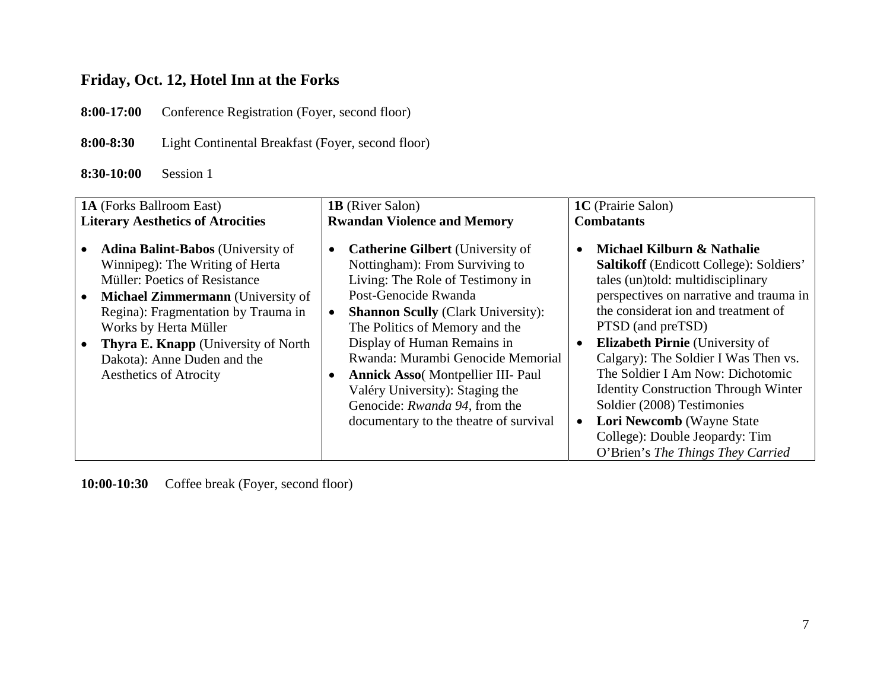## Friday, Oct. 12, Hotel Inn at the Forks

**8:00-17:00** Conference Registration (Foyer, second floor)

**8:00-8:30** Light Continental Breakfast (Foyer, second floor)

**8:30-10:00** Session 1

**1A** (Forks Ballroom East)
**Literary Aesthetics of Atrocities**

- **Adina Balint-Babos** (University of Winnipeg): The Writing of Herta Müller: Poetics of Resistance
- **Michael Zimmermann** (University of Regina): Fragmentation by Trauma in Works by Herta Müller
- **Thyra E. Knapp** (University of North Dakota): Anne Duden and the Aesthetics of Atrocity

**1B** (River Salon)
**Rwandan Violence and Memory**

- **Catherine Gilbert** (University of Nottingham): From Surviving to Living: The Role of Testimony in Post-Genocide Rwanda
- **Shannon Scully** (Clark University): The Politics of Memory and the Display of Human Remains in Rwanda: Murambi Genocide Memorial
- **Annick Asso**( Montpellier III- Paul Valéry University): Staging the Genocide: *Rwanda 94*, from the documentary to the theatre of survival

**1C** (Prairie Salon)
**Combatants**

- **Michael Kilburn & Nathalie Saltikoff** (Endicott College): Soldiers' tales (un)told: multidisciplinary perspectives on narrative and trauma in the considerat ion and treatment of PTSD (and preTSD)
- **Elizabeth Pirnie** (University of Calgary): The Soldier I Was Then vs. The Soldier I Am Now: Dichotomic Identity Construction Through Winter Soldier (2008) Testimonies
- **Lori Newcomb** (Wayne State College): Double Jeopardy: Tim O'Brien's *The Things They Carried*

**10:00-10:30** Coffee break (Foyer, second floor)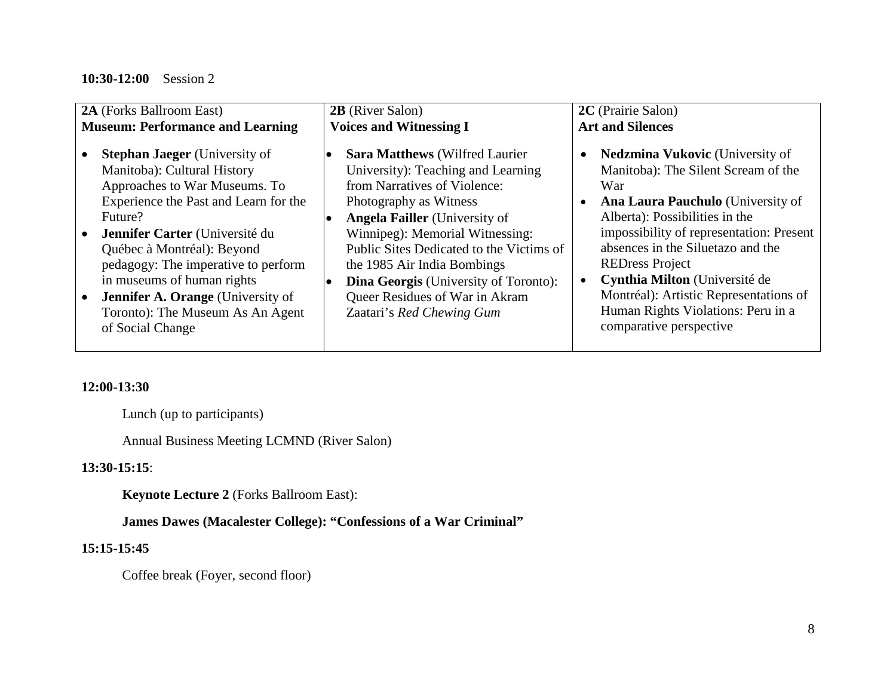**10:30-12:00** Session 2

| **2A** (Forks Ballroom East)<br>**Museum: Performance and Learning** | **2B** (River Salon)<br>**Voices and Witnessing I** | **2C** (Prairie Salon)<br>**Art and Silences** |
|---|---|---|
| • **Stephan Jaeger** (University of Manitoba): Cultural History Approaches to War Museums. To Experience the Past and Learn for the Future?<br>• **Jennifer Carter** (Université du Québec à Montréal): Beyond pedagogy: The imperative to perform in museums of human rights<br>• **Jennifer A. Orange** (University of Toronto): The Museum As An Agent of Social Change | • **Sara Matthews** (Wilfred Laurier University): Teaching and Learning from Narratives of Violence: Photography as Witness<br>• **Angela Failler** (University of Winnipeg): Memorial Witnessing: Public Sites Dedicated to the Victims of the 1985 Air India Bombings<br>• **Dina Georgis** (University of Toronto): Queer Residues of War in Akram Zaatari's *Red Chewing Gum* | • **Nedzmina Vukovic** (University of Manitoba): The Silent Scream of the War<br>• **Ana Laura Pauchulo** (University of Alberta): Possibilities in the impossibility of representation: Present absences in the Siluetazo and the REDress Project<br>• **Cynthia Milton** (Université de Montréal): Artistic Representations of Human Rights Violations: Peru in a comparative perspective |

**12:00-13:30**

Lunch (up to participants)

Annual Business Meeting LCMND (River Salon)

**13:30-15:15**:

**Keynote Lecture 2** (Forks Ballroom East):

**James Dawes (Macalester College): "Confessions of a War Criminal"**

**15:15-15:45**

Coffee break (Foyer, second floor)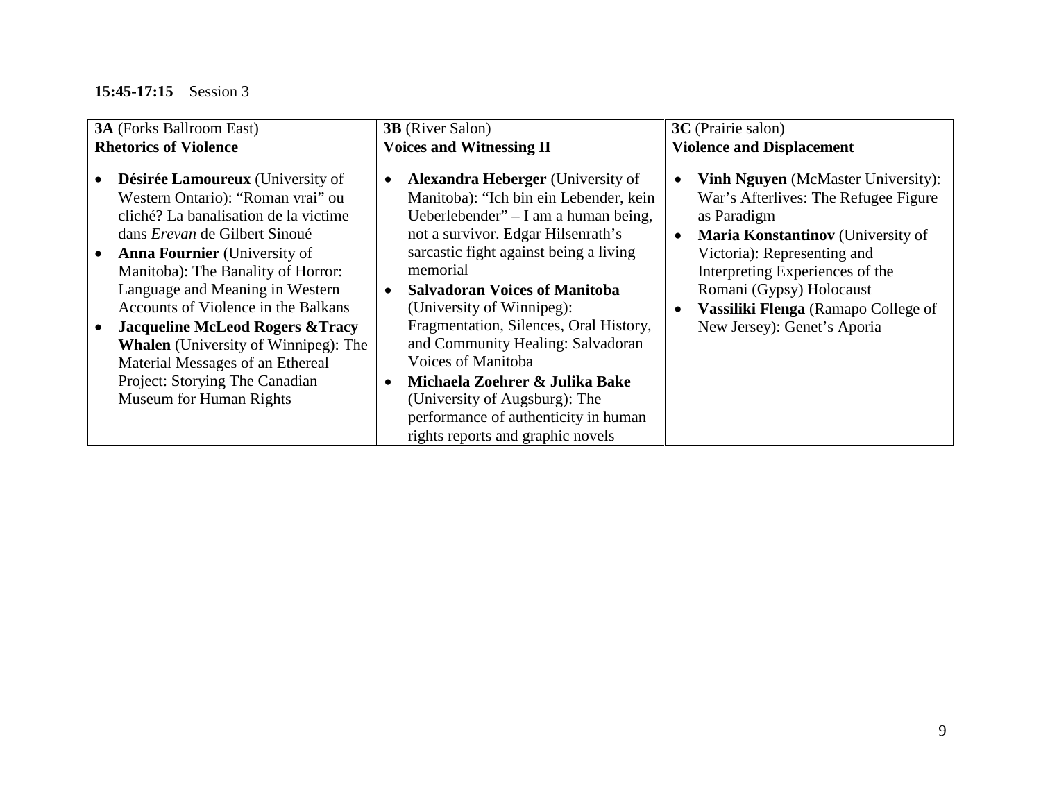**15:45-17:15** Session 3

| **3A** (Forks Ballroom East)<br>**Rhetorics of Violence** | **3B** (River Salon)<br>**Voices and Witnessing II** | **3C** (Prairie salon)<br>**Violence and Displacement** |
| --- | --- | --- |
| • **Désirée Lamoureux** (University of Western Ontario): "Roman vrai" ou cliché? La banalisation de la victime dans *Erevan* de Gilbert Sinoué<br>• **Anna Fournier** (University of Manitoba): The Banality of Horror: Language and Meaning in Western Accounts of Violence in the Balkans<br>• **Jacqueline McLeod Rogers &Tracy Whalen** (University of Winnipeg): The Material Messages of an Ethereal Project: Storying The Canadian Museum for Human Rights | • **Alexandra Heberger** (University of Manitoba): "Ich bin ein Lebender, kein Ueberlebender" – I am a human being, not a survivor. Edgar Hilsenrath's sarcastic fight against being a living memorial<br>• **Salvadoran Voices of Manitoba** (University of Winnipeg): Fragmentation, Silences, Oral History, and Community Healing: Salvadoran Voices of Manitoba<br>• **Michaela Zoehrer & Julika Bake** (University of Augsburg): The performance of authenticity in human rights reports and graphic novels | • **Vinh Nguyen** (McMaster University): War's Afterlives: The Refugee Figure as Paradigm<br>• **Maria Konstantinov** (University of Victoria): Representing and Interpreting Experiences of the Romani (Gypsy) Holocaust<br>• **Vassiliki Flenga** (Ramapo College of New Jersey): Genet's Aporia |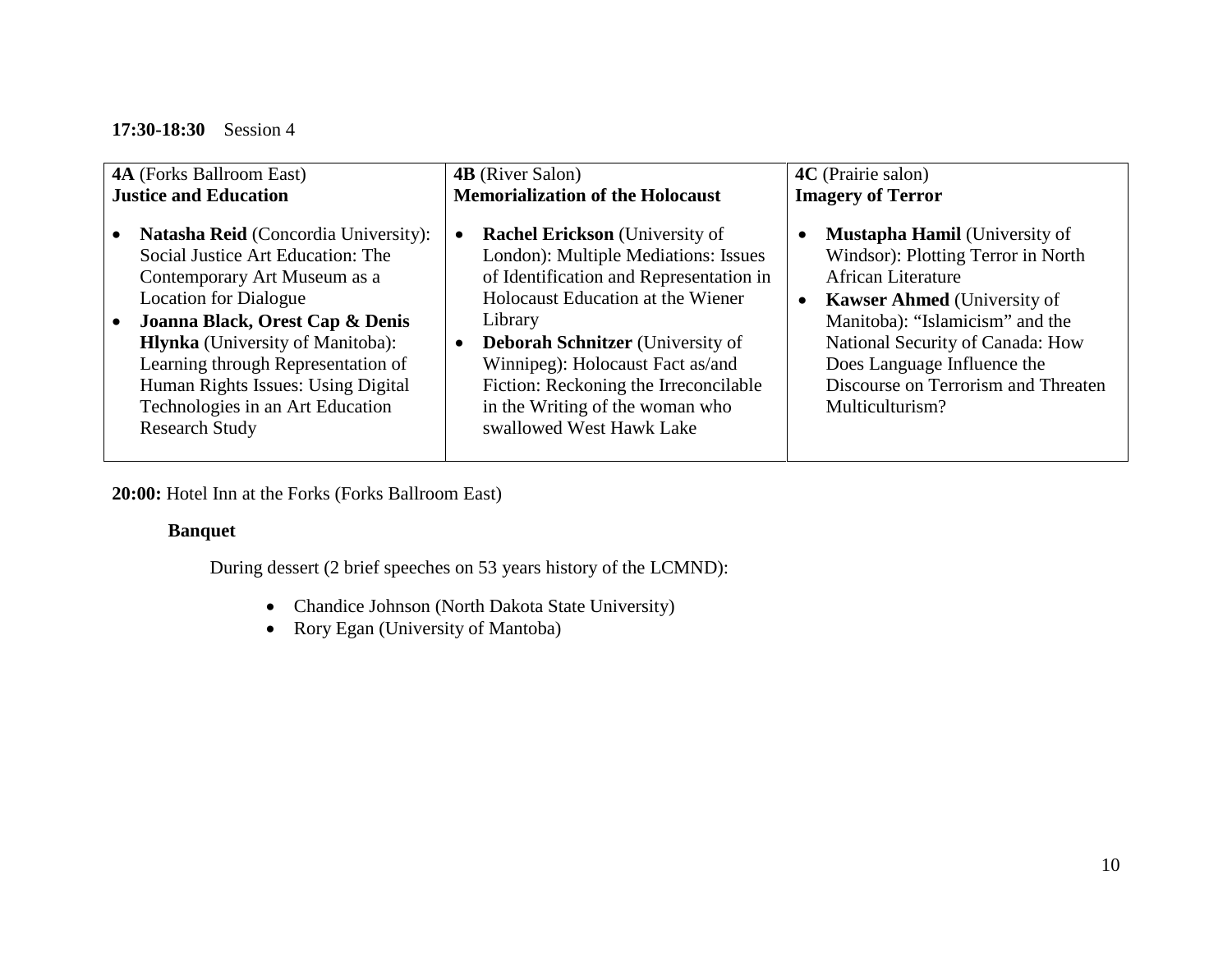**17:30-18:30** Session 4

| **4A** (Forks Ballroom East)<br>**Justice and Education** | **4B** (River Salon)<br>**Memorialization of the Holocaust** | **4C** (Prairie salon)<br>**Imagery of Terror** |
|---|---|---|
| • **Natasha Reid** (Concordia University): Social Justice Art Education: The Contemporary Art Museum as a Location for Dialogue<br>• **Joanna Black, Orest Cap & Denis Hlynka** (University of Manitoba): Learning through Representation of Human Rights Issues: Using Digital Technologies in an Art Education Research Study | • **Rachel Erickson** (University of London): Multiple Mediations: Issues of Identification and Representation in Holocaust Education at the Wiener Library<br>• **Deborah Schnitzer** (University of Winnipeg): Holocaust Fact as/and Fiction: Reckoning the Irreconcilable in the Writing of the woman who swallowed West Hawk Lake | • **Mustapha Hamil** (University of Windsor): Plotting Terror in North African Literature<br>• **Kawser Ahmed** (University of Manitoba): "Islamicism" and the National Security of Canada: How Does Language Influence the Discourse on Terrorism and Threaten Multiculturism? |

**20:00:** Hotel Inn at the Forks (Forks Ballroom East)

**Banquet**

During dessert (2 brief speeches on 53 years history of the LCMND):

- Chandice Johnson (North Dakota State University)
- Rory Egan (University of Mantoba)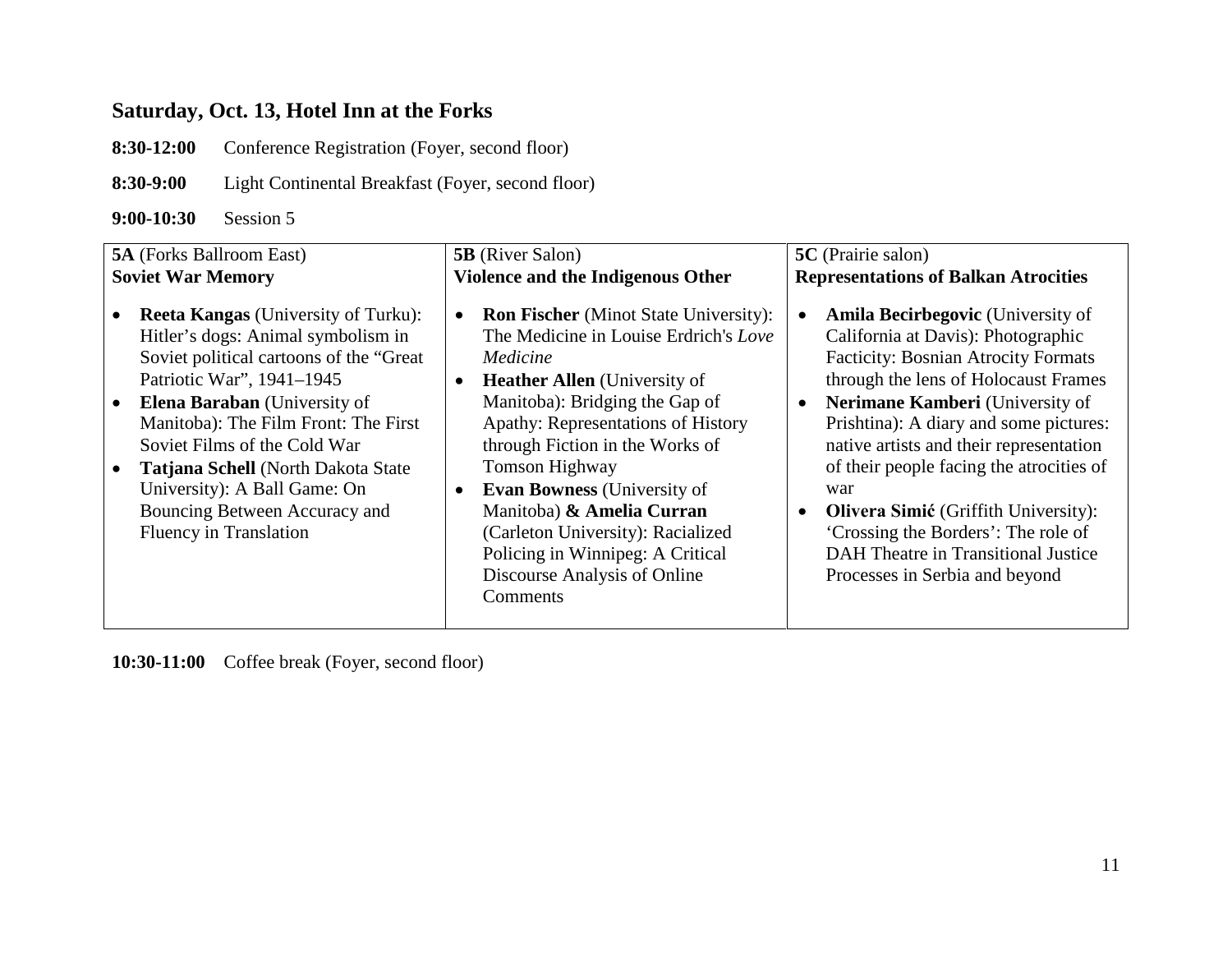## Saturday, Oct. 13, Hotel Inn at the Forks

**8:30-12:00** Conference Registration (Foyer, second floor)

**8:30-9:00** Light Continental Breakfast (Foyer, second floor)

**9:00-10:30** Session 5

| **5A** (Forks Ballroom East)<br>**Soviet War Memory** | **5B** (River Salon)<br>**Violence and the Indigenous Other** | **5C** (Prairie salon)<br>**Representations of Balkan Atrocities** |
|---|---|---|
| • **Reeta Kangas** (University of Turku): Hitler's dogs: Animal symbolism in Soviet political cartoons of the "Great Patriotic War", 1941–1945<br>• **Elena Baraban** (University of Manitoba): The Film Front: The First Soviet Films of the Cold War<br>• **Tatjana Schell** (North Dakota State University): A Ball Game: On Bouncing Between Accuracy and Fluency in Translation | • **Ron Fischer** (Minot State University): The Medicine in Louise Erdrich's *Love Medicine*<br>• **Heather Allen** (University of Manitoba): Bridging the Gap of Apathy: Representations of History through Fiction in the Works of Tomson Highway<br>• **Evan Bowness** (University of Manitoba) **& Amelia Curran** (Carleton University): Racialized Policing in Winnipeg: A Critical Discourse Analysis of Online Comments | • **Amila Becirbegovic** (University of California at Davis): Photographic Facticity: Bosnian Atrocity Formats through the lens of Holocaust Frames<br>• **Nerimane Kamberi** (University of Prishtina): A diary and some pictures: native artists and their representation of their people facing the atrocities of war<br>• **Olivera Simić** (Griffith University): 'Crossing the Borders': The role of DAH Theatre in Transitional Justice Processes in Serbia and beyond |

**10:30-11:00** Coffee break (Foyer, second floor)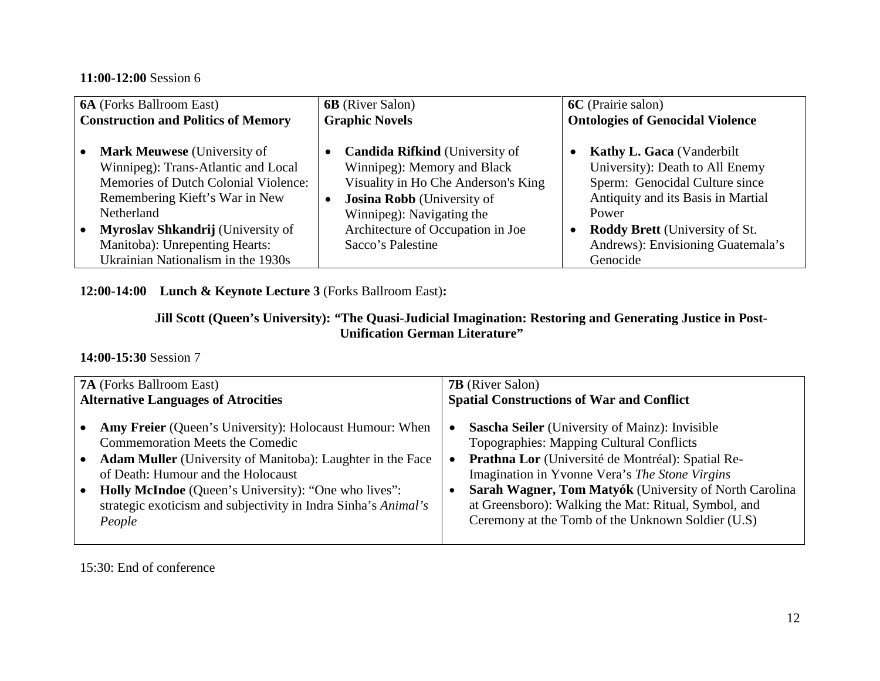**11:00-12:00** Session 6

| **6A** (Forks Ballroom East) **Construction and Politics of Memory** | **6B** (River Salon) **Graphic Novels** | **6C** (Prairie salon) **Ontologies of Genocidal Violence** |
|---|---|---|
| • **Mark Meuwese** (University of Winnipeg): Trans-Atlantic and Local Memories of Dutch Colonial Violence: Remembering Kieft's War in New Netherland<br>• **Myroslav Shkandrij** (University of Manitoba): Unrepenting Hearts: Ukrainian Nationalism in the 1930s | • **Candida Rifkind** (University of Winnipeg): Memory and Black Visuality in Ho Che Anderson's King<br>• **Josina Robb** (University of Winnipeg): Navigating the Architecture of Occupation in Joe Sacco's Palestine | • **Kathy L. Gaca** (Vanderbilt University): Death to All Enemy Sperm: Genocidal Culture since Antiquity and its Basis in Martial Power<br>• **Roddy Brett** (University of St. Andrews): Envisioning Guatemala's Genocide |

**12:00-14:00 Lunch & Keynote Lecture 3** (Forks Ballroom East)**:**

**Jill Scott (Queen's University): "The Quasi-Judicial Imagination: Restoring and Generating Justice in Post-Unification German Literature"**

**14:00-15:30** Session 7

| **7A** (Forks Ballroom East) **Alternative Languages of Atrocities** | **7B** (River Salon) **Spatial Constructions of War and Conflict** |
|---|---|
| • **Amy Freier** (Queen's University): Holocaust Humour: When Commemoration Meets the Comedic<br>• **Adam Muller** (University of Manitoba): Laughter in the Face of Death: Humour and the Holocaust<br>• **Holly McIndoe** (Queen's University): "One who lives": strategic exoticism and subjectivity in Indra Sinha's *Animal's People* | • **Sascha Seiler** (University of Mainz): Invisible Topographies: Mapping Cultural Conflicts<br>• **Prathna Lor** (Université de Montréal): Spatial Re-Imagination in Yvonne Vera's *The Stone Virgins*<br>• **Sarah Wagner, Tom Matyók** (University of North Carolina at Greensboro): Walking the Mat: Ritual, Symbol, and Ceremony at the Tomb of the Unknown Soldier (U.S) |

15:30: End of conference